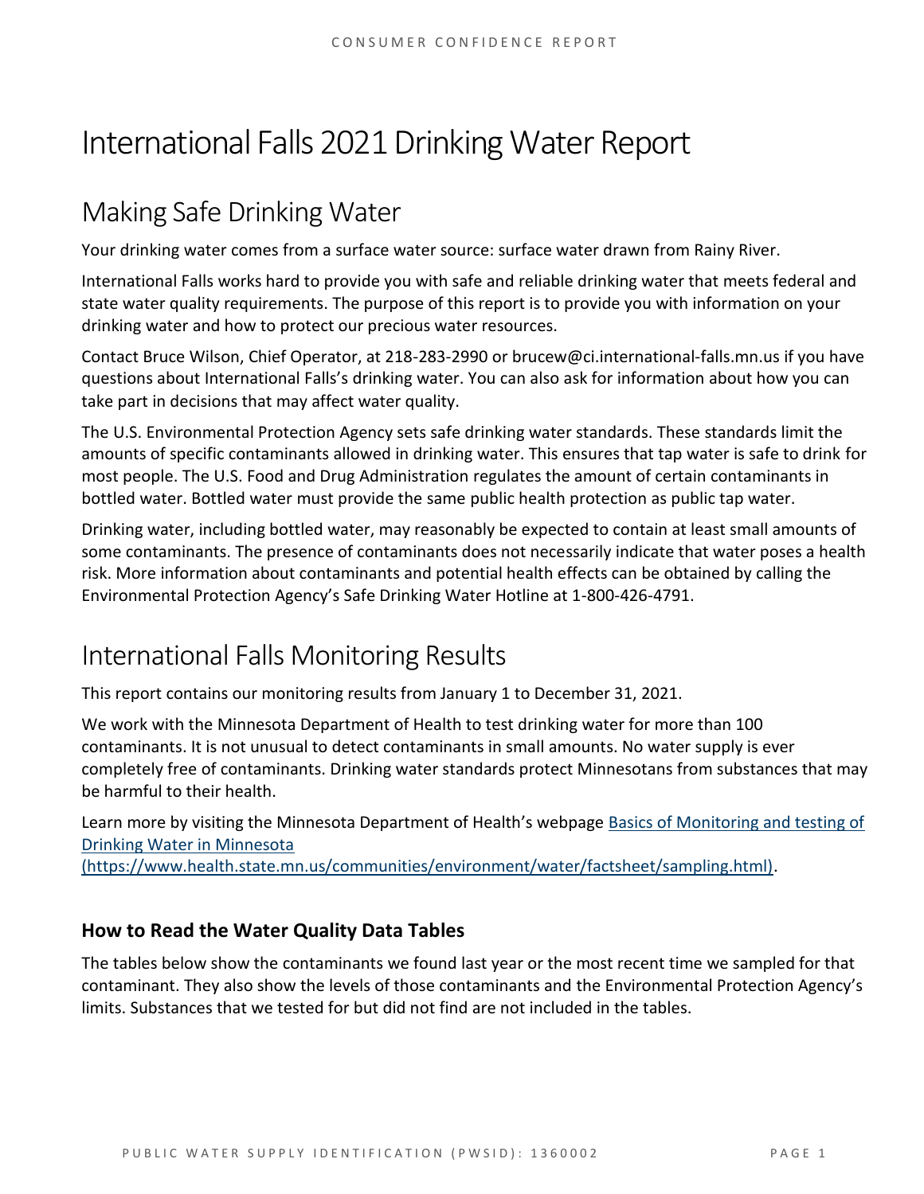# International Falls 2021 Drinking Water Report

## Making Safe Drinking Water

Your drinking water comes from a surface water source: surface water drawn from Rainy River.

International Falls works hard to provide you with safe and reliable drinking water that meets federal and state water quality requirements. The purpose of this report is to provide you with information on your drinking water and how to protect our precious water resources.

Contact Bruce Wilson, Chief Operator, at 218-283-2990 or brucew@ci.international-falls.mn.us if you have questions about International Falls's drinking water. You can also ask for information about how you can take part in decisions that may affect water quality.

The U.S. Environmental Protection Agency sets safe drinking water standards. These standards limit the amounts of specific contaminants allowed in drinking water. This ensures that tap water is safe to drink for most people. The U.S. Food and Drug Administration regulates the amount of certain contaminants in bottled water. Bottled water must provide the same public health protection as public tap water.

Drinking water, including bottled water, may reasonably be expected to contain at least small amounts of some contaminants. The presence of contaminants does not necessarily indicate that water poses a health risk. More information about contaminants and potential health effects can be obtained by calling the Environmental Protection Agency's Safe Drinking Water Hotline at 1-800-426-4791.

## International Falls Monitoring Results

This report contains our monitoring results from January 1 to December 31, 2021.

We work with the Minnesota Department of Health to test drinking water for more than 100 contaminants. It is not unusual to detect contaminants in small amounts. No water supply is ever completely free of contaminants. Drinking water standards protect Minnesotans from substances that may be harmful to their health.

Learn more by visiting the Minnesota Department of Health's webpage [Basics of Monitoring and testing of Drinking Water in Minnesota (https://www.health.state.mn.us/communities/environment/water/factsheet/sampling.html)](https://www.health.state.mn.us/communities/environment/water/factsheet/sampling.html).

### How to Read the Water Quality Data Tables

The tables below show the contaminants we found last year or the most recent time we sampled for that contaminant. They also show the levels of those contaminants and the Environmental Protection Agency's limits. Substances that we tested for but did not find are not included in the tables.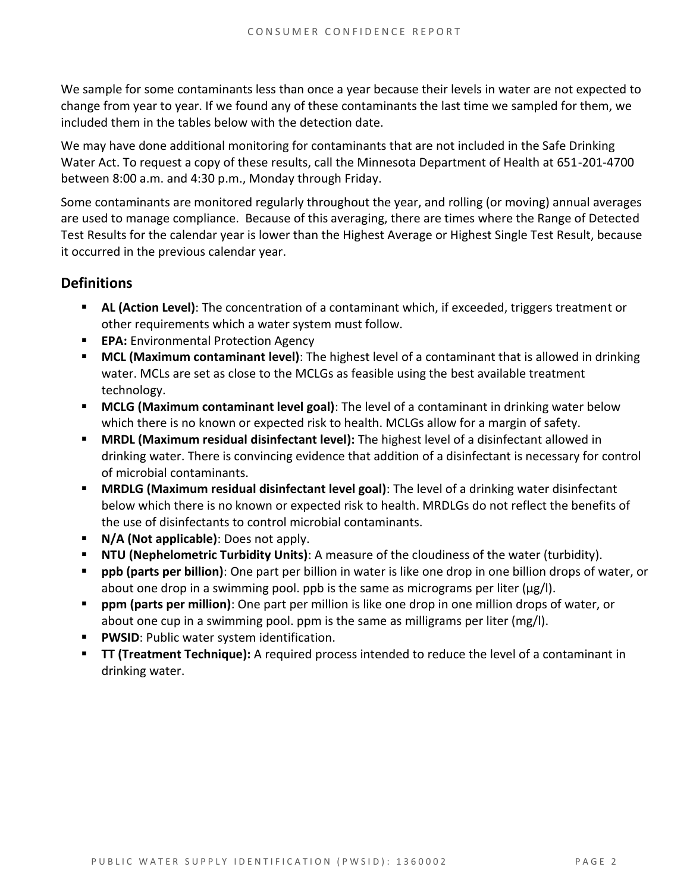We sample for some contaminants less than once a year because their levels in water are not expected to change from year to year. If we found any of these contaminants the last time we sampled for them, we included them in the tables below with the detection date.

We may have done additional monitoring for contaminants that are not included in the Safe Drinking Water Act. To request a copy of these results, call the Minnesota Department of Health at 651-201-4700 between 8:00 a.m. and 4:30 p.m., Monday through Friday.

Some contaminants are monitored regularly throughout the year, and rolling (or moving) annual averages are used to manage compliance. Because of this averaging, there are times where the Range of Detected Test Results for the calendar year is lower than the Highest Average or Highest Single Test Result, because it occurred in the previous calendar year.

## Definitions

- **AL (Action Level)**: The concentration of a contaminant which, if exceeded, triggers treatment or other requirements which a water system must follow.
- **EPA:** Environmental Protection Agency
- **MCL (Maximum contaminant level)**: The highest level of a contaminant that is allowed in drinking water. MCLs are set as close to the MCLGs as feasible using the best available treatment technology.
- **MCLG (Maximum contaminant level goal)**: The level of a contaminant in drinking water below which there is no known or expected risk to health. MCLGs allow for a margin of safety.
- **MRDL (Maximum residual disinfectant level):** The highest level of a disinfectant allowed in drinking water. There is convincing evidence that addition of a disinfectant is necessary for control of microbial contaminants.
- **MRDLG (Maximum residual disinfectant level goal)**: The level of a drinking water disinfectant below which there is no known or expected risk to health. MRDLGs do not reflect the benefits of the use of disinfectants to control microbial contaminants.
- **N/A (Not applicable)**: Does not apply.
- **NTU (Nephelometric Turbidity Units)**: A measure of the cloudiness of the water (turbidity).
- **ppb (parts per billion)**: One part per billion in water is like one drop in one billion drops of water, or about one drop in a swimming pool. ppb is the same as micrograms per liter (μg/l).
- **ppm (parts per million)**: One part per million is like one drop in one million drops of water, or about one cup in a swimming pool. ppm is the same as milligrams per liter (mg/l).
- **PWSID**: Public water system identification.
- **TT (Treatment Technique):** A required process intended to reduce the level of a contaminant in drinking water.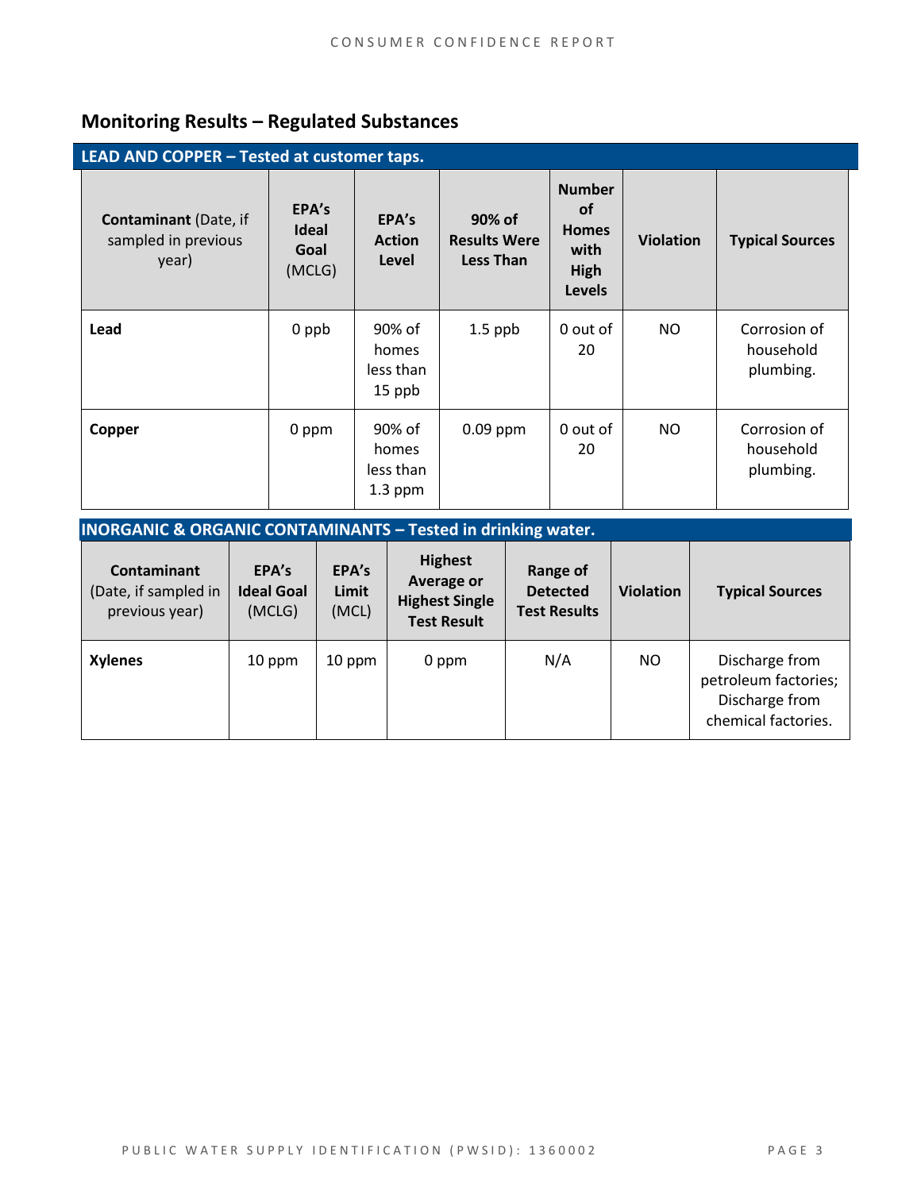## Monitoring Results – Regulated Substances

**LEAD AND COPPER – Tested at customer taps.**

| **Contaminant** (Date, if sampled in previous year) | **EPA's Ideal Goal** (MCLG) | **EPA's Action Level** | **90% of Results Were Less Than** | **Number of Homes with High Levels** | **Violation** | **Typical Sources** |
|---|---|---|---|---|---|---|
| **Lead** | 0 ppb | 90% of homes less than 15 ppb | 1.5 ppb | 0 out of 20 | NO | Corrosion of household plumbing. |
| **Copper** | 0 ppm | 90% of homes less than 1.3 ppm | 0.09 ppm | 0 out of 20 | NO | Corrosion of household plumbing. |

**INORGANIC & ORGANIC CONTAMINANTS – Tested in drinking water.**

| **Contaminant** (Date, if sampled in previous year) | **EPA's Ideal Goal** (MCLG) | **EPA's Limit** (MCL) | **Highest Average or Highest Single Test Result** | **Range of Detected Test Results** | **Violation** | **Typical Sources** |
|---|---|---|---|---|---|---|
| **Xylenes** | 10 ppm | 10 ppm | 0 ppm | N/A | NO | Discharge from petroleum factories; Discharge from chemical factories. |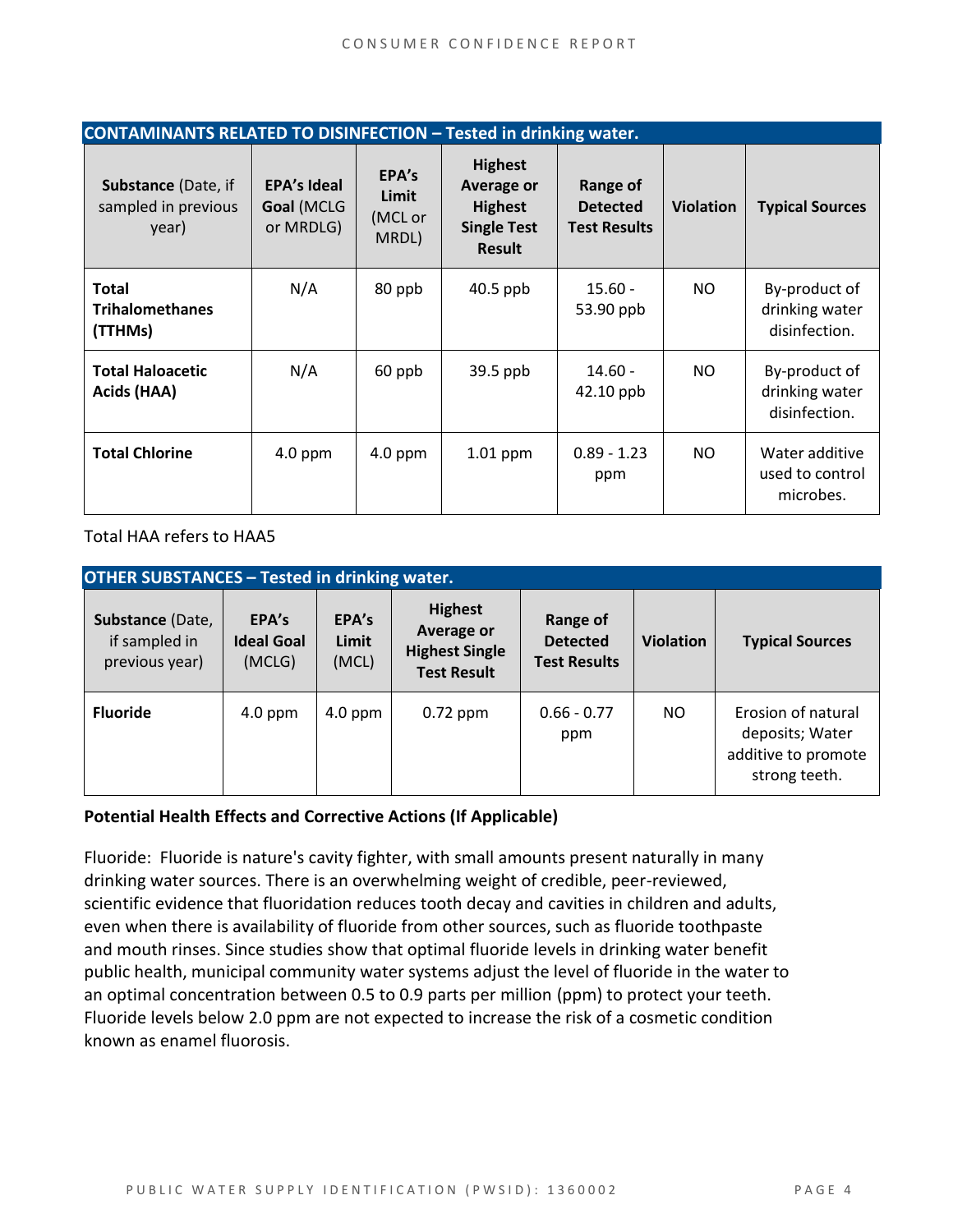| CONTAMINANTS RELATED TO DISINFECTION – Tested in drinking water. | | | | | | |
|---|---|---|---|---|---|---|
| **Substance** (Date, if sampled in previous year) | **EPA's Ideal Goal** (MCLG or MRDLG) | **EPA's Limit** (MCL or MRDL) | **Highest Average or Highest Single Test Result** | **Range of Detected Test Results** | **Violation** | **Typical Sources** |
| **Total Trihalomethanes (TTHMs)** | N/A | 80 ppb | 40.5 ppb | 15.60 - 53.90 ppb | NO | By-product of drinking water disinfection. |
| **Total Haloacetic Acids (HAA)** | N/A | 60 ppb | 39.5 ppb | 14.60 - 42.10 ppb | NO | By-product of drinking water disinfection. |
| **Total Chlorine** | 4.0 ppm | 4.0 ppm | 1.01 ppm | 0.89 - 1.23 ppm | NO | Water additive used to control microbes. |

Total HAA refers to HAA5

| OTHER SUBSTANCES – Tested in drinking water. | | | | | | |
|---|---|---|---|---|---|---|
| **Substance** (Date, if sampled in previous year) | **EPA's Ideal Goal** (MCLG) | **EPA's Limit** (MCL) | **Highest Average or Highest Single Test Result** | **Range of Detected Test Results** | **Violation** | **Typical Sources** |
| **Fluoride** | 4.0 ppm | 4.0 ppm | 0.72 ppm | 0.66 - 0.77 ppm | NO | Erosion of natural deposits; Water additive to promote strong teeth. |

**Potential Health Effects and Corrective Actions (If Applicable)**

Fluoride: Fluoride is nature's cavity fighter, with small amounts present naturally in many drinking water sources. There is an overwhelming weight of credible, peer-reviewed, scientific evidence that fluoridation reduces tooth decay and cavities in children and adults, even when there is availability of fluoride from other sources, such as fluoride toothpaste and mouth rinses. Since studies show that optimal fluoride levels in drinking water benefit public health, municipal community water systems adjust the level of fluoride in the water to an optimal concentration between 0.5 to 0.9 parts per million (ppm) to protect your teeth. Fluoride levels below 2.0 ppm are not expected to increase the risk of a cosmetic condition known as enamel fluorosis.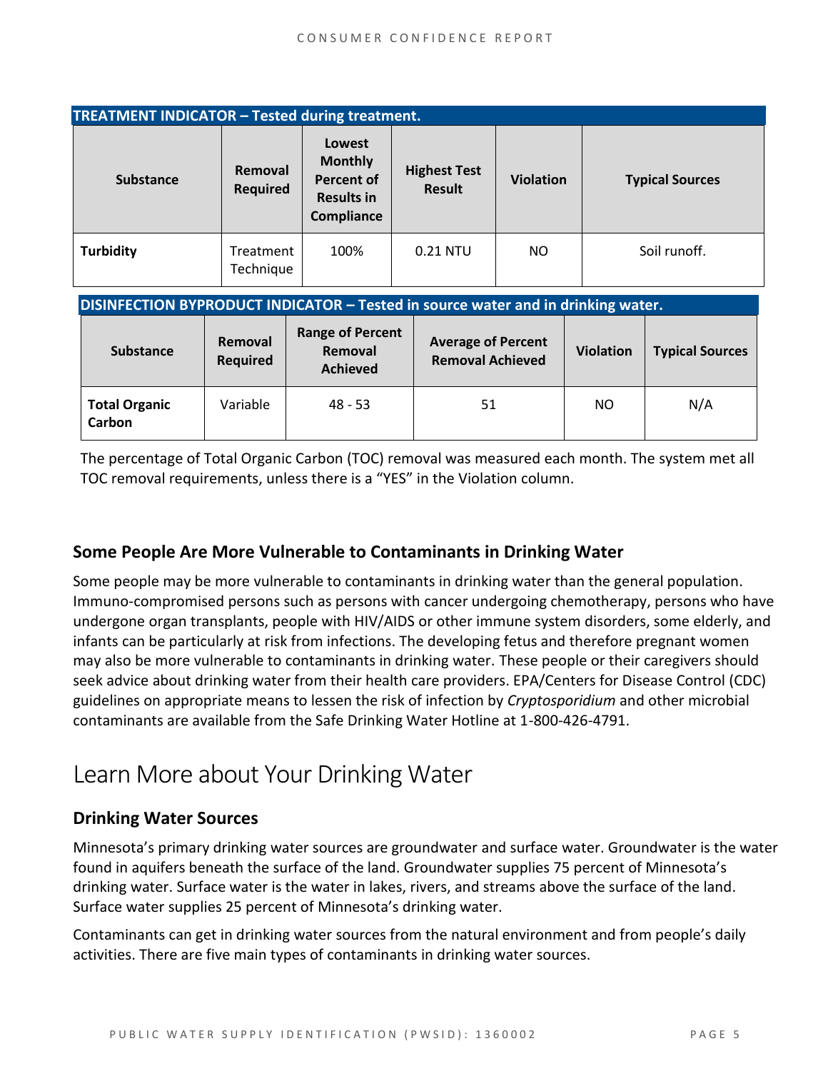| TREATMENT INDICATOR – Tested during treatment. | | | | | |
|---|---|---|---|---|---|
| **Substance** | **Removal Required** | **Lowest Monthly Percent of Results in Compliance** | **Highest Test Result** | **Violation** | **Typical Sources** |
| **Turbidity** | Treatment Technique | 100% | 0.21 NTU | NO | Soil runoff. |

| DISINFECTION BYPRODUCT INDICATOR – Tested in source water and in drinking water. | | | | | |
|---|---|---|---|---|---|
| **Substance** | **Removal Required** | **Range of Percent Removal Achieved** | **Average of Percent Removal Achieved** | **Violation** | **Typical Sources** |
| **Total Organic Carbon** | Variable | 48 - 53 | 51 | NO | N/A |

The percentage of Total Organic Carbon (TOC) removal was measured each month. The system met all TOC removal requirements, unless there is a "YES" in the Violation column.

### Some People Are More Vulnerable to Contaminants in Drinking Water

Some people may be more vulnerable to contaminants in drinking water than the general population. Immuno-compromised persons such as persons with cancer undergoing chemotherapy, persons who have undergone organ transplants, people with HIV/AIDS or other immune system disorders, some elderly, and infants can be particularly at risk from infections. The developing fetus and therefore pregnant women may also be more vulnerable to contaminants in drinking water. These people or their caregivers should seek advice about drinking water from their health care providers. EPA/Centers for Disease Control (CDC) guidelines on appropriate means to lessen the risk of infection by *Cryptosporidium* and other microbial contaminants are available from the Safe Drinking Water Hotline at 1-800-426-4791.

## Learn More about Your Drinking Water

### Drinking Water Sources

Minnesota's primary drinking water sources are groundwater and surface water. Groundwater is the water found in aquifers beneath the surface of the land. Groundwater supplies 75 percent of Minnesota's drinking water. Surface water is the water in lakes, rivers, and streams above the surface of the land. Surface water supplies 25 percent of Minnesota's drinking water.

Contaminants can get in drinking water sources from the natural environment and from people's daily activities. There are five main types of contaminants in drinking water sources.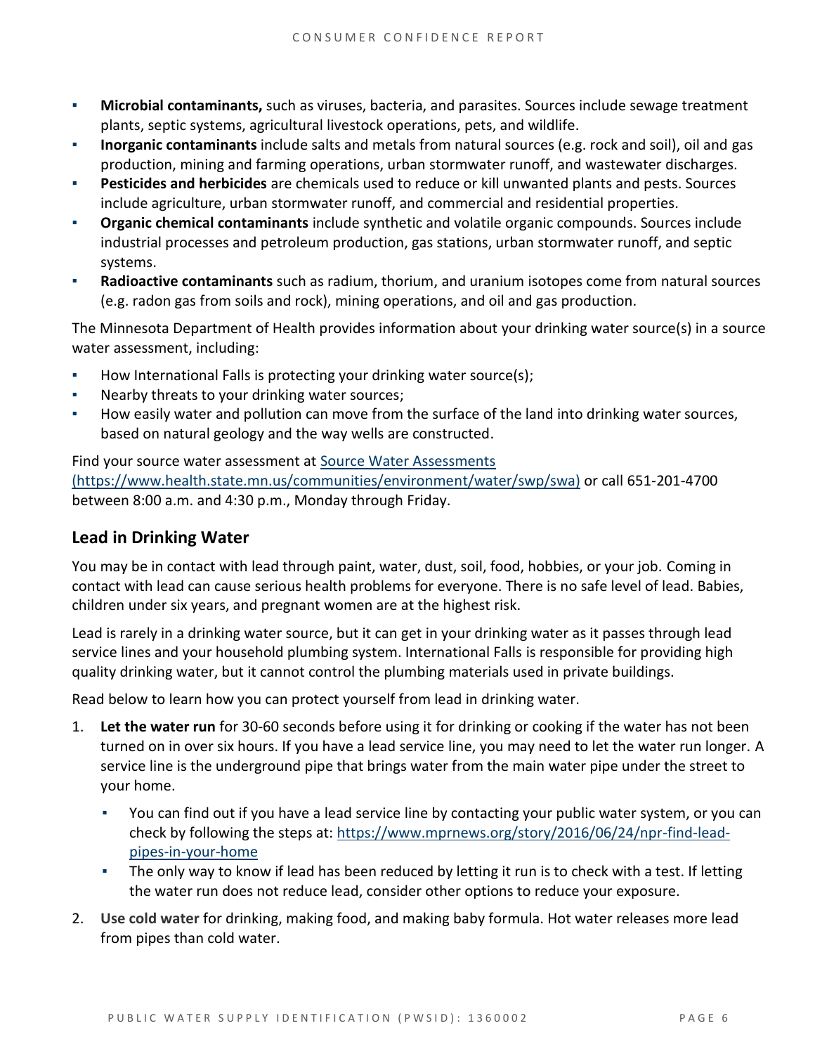- **Microbial contaminants,** such as viruses, bacteria, and parasites. Sources include sewage treatment plants, septic systems, agricultural livestock operations, pets, and wildlife.
- **Inorganic contaminants** include salts and metals from natural sources (e.g. rock and soil), oil and gas production, mining and farming operations, urban stormwater runoff, and wastewater discharges.
- **Pesticides and herbicides** are chemicals used to reduce or kill unwanted plants and pests. Sources include agriculture, urban stormwater runoff, and commercial and residential properties.
- **Organic chemical contaminants** include synthetic and volatile organic compounds. Sources include industrial processes and petroleum production, gas stations, urban stormwater runoff, and septic systems.
- **Radioactive contaminants** such as radium, thorium, and uranium isotopes come from natural sources (e.g. radon gas from soils and rock), mining operations, and oil and gas production.

The Minnesota Department of Health provides information about your drinking water source(s) in a source water assessment, including:

- How International Falls is protecting your drinking water source(s);
- Nearby threats to your drinking water sources;
- How easily water and pollution can move from the surface of the land into drinking water sources, based on natural geology and the way wells are constructed.

Find your source water assessment at [Source Water Assessments (https://www.health.state.mn.us/communities/environment/water/swp/swa)](https://www.health.state.mn.us/communities/environment/water/swp/swa) or call 651-201-4700 between 8:00 a.m. and 4:30 p.m., Monday through Friday.

## Lead in Drinking Water

You may be in contact with lead through paint, water, dust, soil, food, hobbies, or your job. Coming in contact with lead can cause serious health problems for everyone. There is no safe level of lead. Babies, children under six years, and pregnant women are at the highest risk.

Lead is rarely in a drinking water source, but it can get in your drinking water as it passes through lead service lines and your household plumbing system. International Falls is responsible for providing high quality drinking water, but it cannot control the plumbing materials used in private buildings.

Read below to learn how you can protect yourself from lead in drinking water.

1. **Let the water run** for 30-60 seconds before using it for drinking or cooking if the water has not been turned on in over six hours. If you have a lead service line, you may need to let the water run longer. A service line is the underground pipe that brings water from the main water pipe under the street to your home.
   - You can find out if you have a lead service line by contacting your public water system, or you can check by following the steps at: [https://www.mprnews.org/story/2016/06/24/npr-find-lead-pipes-in-your-home](https://www.mprnews.org/story/2016/06/24/npr-find-lead-pipes-in-your-home)
   - The only way to know if lead has been reduced by letting it run is to check with a test. If letting the water run does not reduce lead, consider other options to reduce your exposure.
2. **Use cold water** for drinking, making food, and making baby formula. Hot water releases more lead from pipes than cold water.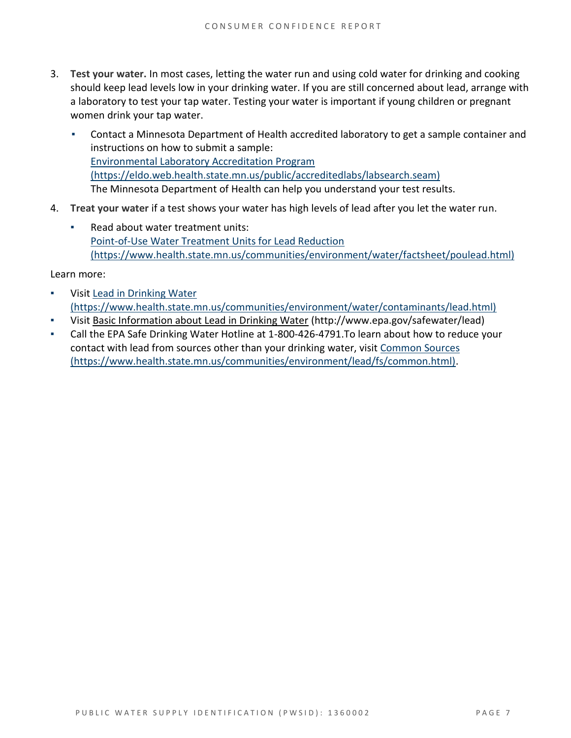3. **Test your water.** In most cases, letting the water run and using cold water for drinking and cooking should keep lead levels low in your drinking water. If you are still concerned about lead, arrange with a laboratory to test your tap water. Testing your water is important if young children or pregnant women drink your tap water.
   - Contact a Minnesota Department of Health accredited laboratory to get a sample container and instructions on how to submit a sample: Environmental Laboratory Accreditation Program (https://eldo.web.health.state.mn.us/public/accreditedlabs/labsearch.seam) The Minnesota Department of Health can help you understand your test results.
4. **Treat your water** if a test shows your water has high levels of lead after you let the water run.
   - Read about water treatment units: Point-of-Use Water Treatment Units for Lead Reduction (https://www.health.state.mn.us/communities/environment/water/factsheet/poulead.html)

Learn more:

- Visit Lead in Drinking Water (https://www.health.state.mn.us/communities/environment/water/contaminants/lead.html)
- Visit Basic Information about Lead in Drinking Water (http://www.epa.gov/safewater/lead)
- Call the EPA Safe Drinking Water Hotline at 1-800-426-4791.To learn about how to reduce your contact with lead from sources other than your drinking water, visit Common Sources (https://www.health.state.mn.us/communities/environment/lead/fs/common.html).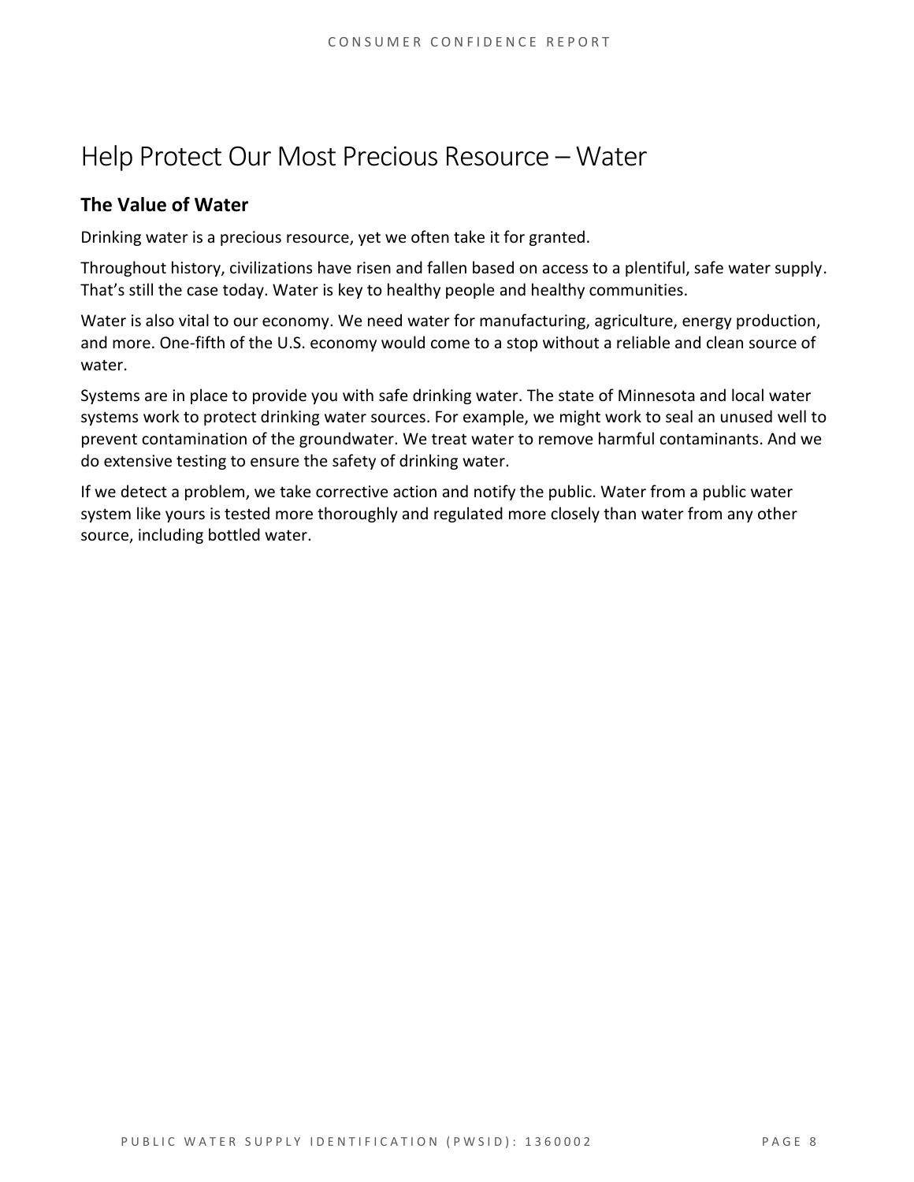# Help Protect Our Most Precious Resource – Water

## The Value of Water

Drinking water is a precious resource, yet we often take it for granted.

Throughout history, civilizations have risen and fallen based on access to a plentiful, safe water supply. That's still the case today. Water is key to healthy people and healthy communities.

Water is also vital to our economy. We need water for manufacturing, agriculture, energy production, and more. One-fifth of the U.S. economy would come to a stop without a reliable and clean source of water.

Systems are in place to provide you with safe drinking water. The state of Minnesota and local water systems work to protect drinking water sources. For example, we might work to seal an unused well to prevent contamination of the groundwater. We treat water to remove harmful contaminants. And we do extensive testing to ensure the safety of drinking water.

If we detect a problem, we take corrective action and notify the public. Water from a public water system like yours is tested more thoroughly and regulated more closely than water from any other source, including bottled water.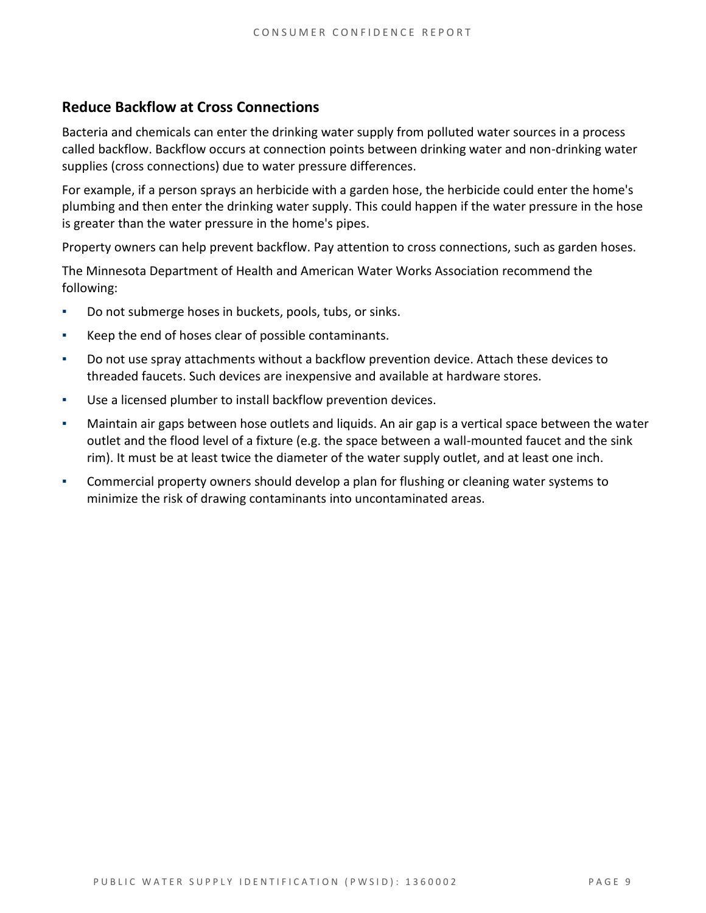## Reduce Backflow at Cross Connections

Bacteria and chemicals can enter the drinking water supply from polluted water sources in a process called backflow. Backflow occurs at connection points between drinking water and non-drinking water supplies (cross connections) due to water pressure differences.

For example, if a person sprays an herbicide with a garden hose, the herbicide could enter the home's plumbing and then enter the drinking water supply. This could happen if the water pressure in the hose is greater than the water pressure in the home's pipes.

Property owners can help prevent backflow. Pay attention to cross connections, such as garden hoses.

The Minnesota Department of Health and American Water Works Association recommend the following:

- Do not submerge hoses in buckets, pools, tubs, or sinks.
- Keep the end of hoses clear of possible contaminants.
- Do not use spray attachments without a backflow prevention device. Attach these devices to threaded faucets. Such devices are inexpensive and available at hardware stores.
- Use a licensed plumber to install backflow prevention devices.
- Maintain air gaps between hose outlets and liquids. An air gap is a vertical space between the water outlet and the flood level of a fixture (e.g. the space between a wall-mounted faucet and the sink rim). It must be at least twice the diameter of the water supply outlet, and at least one inch.
- Commercial property owners should develop a plan for flushing or cleaning water systems to minimize the risk of drawing contaminants into uncontaminated areas.